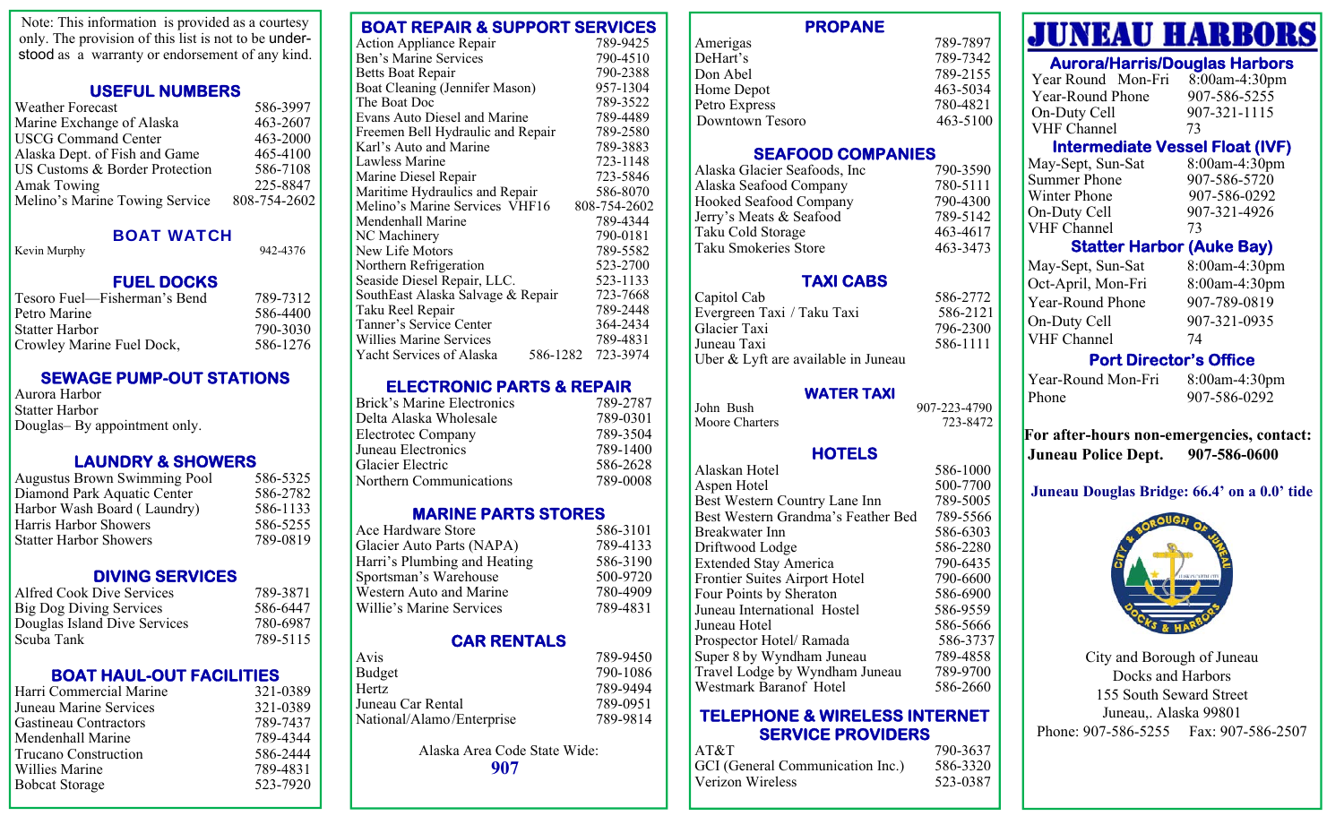Note: This information is provided as a courtesy only. The provision of this list is not to be understood as a warranty or endorsement of any kind.

## USEFUL NUMBERS

| | |
|---|---|
| Weather Forecast | 586-3997 |
| Marine Exchange of Alaska | 463-2607 |
| USCG Command Center | 463-2000 |
| Alaska Dept. of Fish and Game | 465-4100 |
| US Customs & Border Protection | 586-7108 |
| Amak Towing | 225-8847 |
| Melino's Marine Towing Service | 808-754-2602 |

## BOAT WATCH

| | |
|---|---|
| Kevin Murphy | 942-4376 |

## FUEL DOCKS

| | |
|---|---|
| Tesoro Fuel—Fisherman's Bend | 789-7312 |
| Petro Marine | 586-4400 |
| Statter Harbor | 790-3030 |
| Crowley Marine Fuel Dock, | 586-1276 |

## SEWAGE PUMP-OUT STATIONS

Aurora Harbor
Statter Harbor
Douglas– By appointment only.

## LAUNDRY & SHOWERS

| | |
|---|---|
| Augustus Brown Swimming Pool | 586-5325 |
| Diamond Park Aquatic Center | 586-2782 |
| Harbor Wash Board ( Laundry) | 586-1133 |
| Harris Harbor Showers | 586-5255 |
| Statter Harbor Showers | 789-0819 |

## DIVING SERVICES

| | |
|---|---|
| Alfred Cook Dive Services | 789-3871 |
| Big Dog Diving Services | 586-6447 |
| Douglas Island Dive Services | 780-6987 |
| Scuba Tank | 789-5115 |

## BOAT HAUL-OUT FACILITIES

| | |
|---|---|
| Harri Commercial Marine | 321-0389 |
| Juneau Marine Services | 321-0389 |
| Gastineau Contractors | 789-7437 |
| Mendenhall Marine | 789-4344 |
| Trucano Construction | 586-2444 |
| Willies Marine | 789-4831 |
| Bobcat Storage | 523-7920 |

## BOAT REPAIR & SUPPORT SERVICES

| | |
|---|---|
| Action Appliance Repair | 789-9425 |
| Ben's Marine Services | 790-4510 |
| Betts Boat Repair | 790-2388 |
| Boat Cleaning (Jennifer Mason) | 957-1304 |
| The Boat Doc | 789-3522 |
| Evans Auto Diesel and Marine | 789-4489 |
| Freemen Bell Hydraulic and Repair | 789-2580 |
| Karl's Auto and Marine | 789-3883 |
| Lawless Marine | 723-1148 |
| Marine Diesel Repair | 723-5846 |
| Maritime Hydraulics and Repair | 586-8070 |
| Melino's Marine Services VHF16 | 808-754-2602 |
| Mendenhall Marine | 789-4344 |
| NC Machinery | 790-0181 |
| New Life Motors | 789-5582 |
| Northern Refrigeration | 523-2700 |
| Seaside Diesel Repair, LLC. | 523-1133 |
| SouthEast Alaska Salvage & Repair | 723-7668 |
| Taku Reel Repair | 789-2448 |
| Tanner's Service Center | 364-2434 |
| Willies Marine Services | 789-4831 |
| Yacht Services of Alaska 586-1282 | 723-3974 |

## ELECTRONIC PARTS & REPAIR

| | |
|---|---|
| Brick's Marine Electronics | 789-2787 |
| Delta Alaska Wholesale | 789-0301 |
| Electrotec Company | 789-3504 |
| Juneau Electronics | 789-1400 |
| Glacier Electric | 586-2628 |
| Northern Communications | 789-0008 |

## MARINE PARTS STORES

| | |
|---|---|
| Ace Hardware Store | 586-3101 |
| Glacier Auto Parts (NAPA) | 789-4133 |
| Harri's Plumbing and Heating | 586-3190 |
| Sportsman's Warehouse | 500-9720 |
| Western Auto and Marine | 780-4909 |
| Willie's Marine Services | 789-4831 |

## CAR RENTALS

| | |
|---|---|
| Avis | 789-9450 |
| Budget | 790-1086 |
| Hertz | 789-9494 |
| Juneau Car Rental | 789-0951 |
| National/Alamo/Enterprise | 789-9814 |

Alaska Area Code State Wide:
**907**

## PROPANE

| | |
|---|---|
| Amerigas | 789-7897 |
| DeHart's | 789-7342 |
| Don Abel | 789-2155 |
| Home Depot | 463-5034 |
| Petro Express | 780-4821 |
| Downtown Tesoro | 463-5100 |

## SEAFOOD COMPANIES

| | |
|---|---|
| Alaska Glacier Seafoods, Inc | 790-3590 |
| Alaska Seafood Company | 780-5111 |
| Hooked Seafood Company | 790-4300 |
| Jerry's Meats & Seafood | 789-5142 |
| Taku Cold Storage | 463-4617 |
| Taku Smokeries Store | 463-3473 |

## TAXI CABS

| | |
|---|---|
| Capitol Cab | 586-2772 |
| Evergreen Taxi / Taku Taxi | 586-2121 |
| Glacier Taxi | 796-2300 |
| Juneau Taxi | 586-1111 |

Uber & Lyft are available in Juneau

## WATER TAXI

| | |
|---|---|
| John Bush | 907-223-4790 |
| Moore Charters | 723-8472 |

## HOTELS

| | |
|---|---|
| Alaskan Hotel | 586-1000 |
| Aspen Hotel | 500-7700 |
| Best Western Country Lane Inn | 789-5005 |
| Best Western Grandma's Feather Bed | 789-5566 |
| Breakwater Inn | 586-6303 |
| Driftwood Lodge | 586-2280 |
| Extended Stay America | 790-6435 |
| Frontier Suites Airport Hotel | 790-6600 |
| Four Points by Sheraton | 586-6900 |
| Juneau International Hostel | 586-9559 |
| Juneau Hotel | 586-5666 |
| Prospector Hotel/ Ramada | 586-3737 |
| Super 8 by Wyndham Juneau | 789-4858 |
| Travel Lodge by Wyndham Juneau | 789-9700 |
| Westmark Baranof Hotel | 586-2660 |

## TELEPHONE & WIRELESS INTERNET SERVICE PROVIDERS

| | |
|---|---|
| AT&T | 790-3637 |
| GCI (General Communication Inc.) | 586-3320 |
| Verizon Wireless | 523-0387 |

# JUNEAU HARBORS

## Aurora/Harris/Douglas Harbors

| | |
|---|---|
| Year Round Mon-Fri | 8:00am-4:30pm |
| Year-Round Phone | 907-586-5255 |
| On-Duty Cell | 907-321-1115 |
| VHF Channel | 73 |

## Intermediate Vessel Float (IVF)

| | |
|---|---|
| May-Sept, Sun-Sat | 8:00am-4:30pm |
| Summer Phone | 907-586-5720 |
| Winter Phone | 907-586-0292 |
| On-Duty Cell | 907-321-4926 |
| VHF Channel | 73 |

## Statter Harbor (Auke Bay)

| | |
|---|---|
| May-Sept, Sun-Sat | 8:00am-4:30pm |
| Oct-April, Mon-Fri | 8:00am-4:30pm |
| Year-Round Phone | 907-789-0819 |
| On-Duty Cell | 907-321-0935 |
| VHF Channel | 74 |

## Port Director's Office

| | |
|---|---|
| Year-Round Mon-Fri | 8:00am-4:30pm |
| Phone | 907-586-0292 |

**For after-hours non-emergencies, contact:**
**Juneau Police Dept. 907-586-0600**

**Juneau Douglas Bridge: 66.4' on a 0.0' tide**

City and Borough of Juneau
Docks and Harbors
155 South Seward Street
Juneau,. Alaska 99801
Phone: 907-586-5255 Fax: 907-586-2507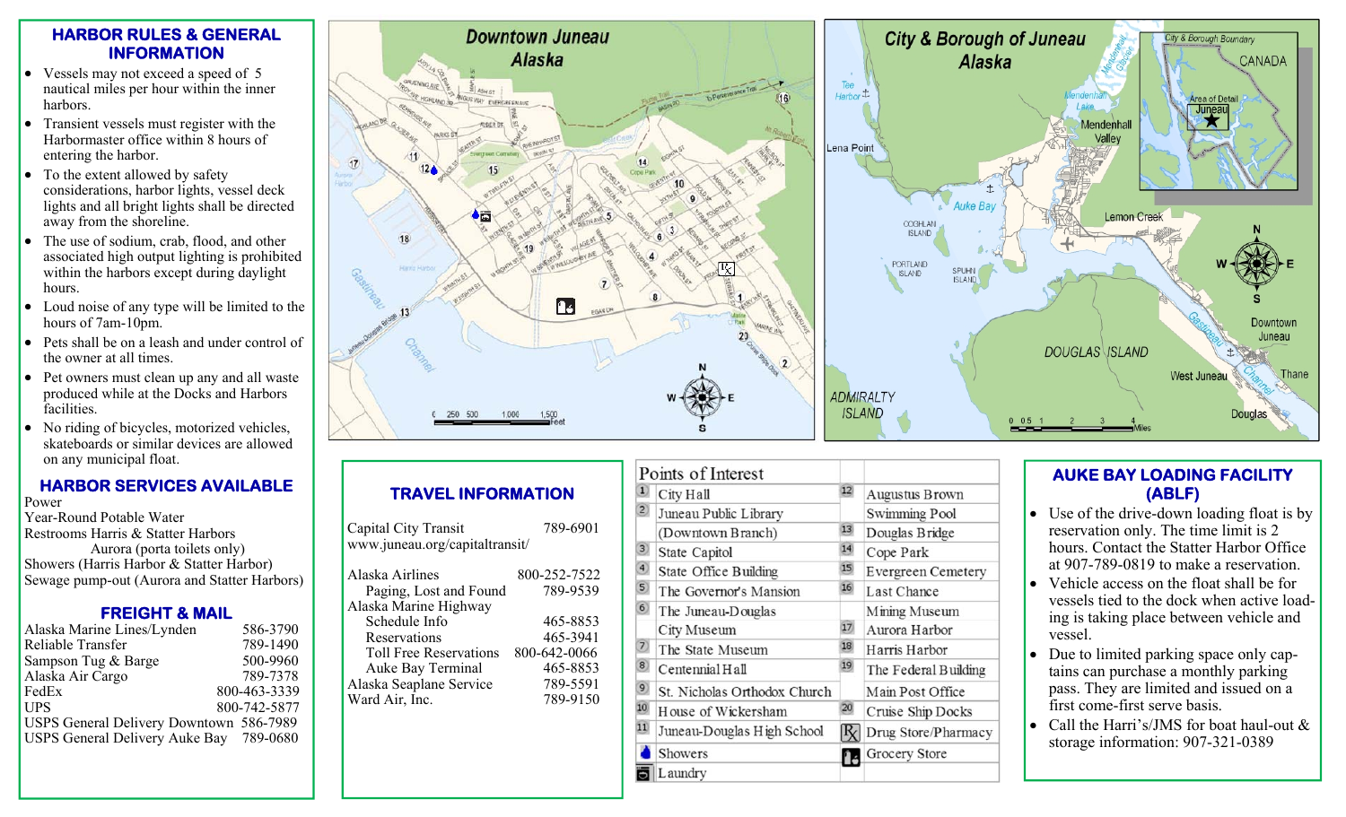## HARBOR RULES & GENERAL INFORMATION

- Vessels may not exceed a speed of 5 nautical miles per hour within the inner harbors.
- Transient vessels must register with the Harbormaster office within 8 hours of entering the harbor.
- To the extent allowed by safety considerations, harbor lights, vessel deck lights and all bright lights shall be directed away from the shoreline.
- The use of sodium, crab, flood, and other associated high output lighting is prohibited within the harbors except during daylight hours.
- Loud noise of any type will be limited to the hours of 7am-10pm.
- Pets shall be on a leash and under control of the owner at all times.
- Pet owners must clean up any and all waste produced while at the Docks and Harbors facilities.
- No riding of bicycles, motorized vehicles, skateboards or similar devices are allowed on any municipal float.

## HARBOR SERVICES AVAILABLE

Power
Year-Round Potable Water
Restrooms Harris & Statter Harbors
Aurora (porta toilets only)
Showers (Harris Harbor & Statter Harbor)
Sewage pump-out (Aurora and Statter Harbors)

## FREIGHT & MAIL

| | |
|---|---|
| Alaska Marine Lines/Lynden | 586-3790 |
| Reliable Transfer | 789-1490 |
| Sampson Tug & Barge | 500-9960 |
| Alaska Air Cargo | 789-7378 |
| FedEx | 800-463-3339 |
| UPS | 800-742-5877 |
| USPS General Delivery Downtown | 586-7989 |
| USPS General Delivery Auke Bay | 789-0680 |

## Downtown Juneau Alaska

## City & Borough of Juneau Alaska

## TRAVEL INFORMATION

| | |
|---|---|
| Capital City Transit | 789-6901 |
| www.juneau.org/capitaltransit/ | |
| Alaska Airlines | 800-252-7522 |
| Paging, Lost and Found | 789-9539 |
| Alaska Marine Highway | |
| Schedule Info | 465-8853 |
| Reservations | 465-3941 |
| Toll Free Reservations | 800-642-0066 |
| Auke Bay Terminal | 465-8853 |
| Alaska Seaplane Service | 789-5591 |
| Ward Air, Inc. | 789-9150 |

## Points of Interest

| | | | |
|---|---|---|---|
| 1 | City Hall | 12 | Augustus Brown Swimming Pool |
| 2 | Juneau Public Library (Downtown Branch) | 13 | Douglas Bridge |
| 3 | State Capitol | 14 | Cope Park |
| 4 | State Office Building | 15 | Evergreen Cemetery |
| 5 | The Governor's Mansion | 16 | Last Chance Mining Museum |
| 6 | The Juneau-Douglas City Museum | 17 | Aurora Harbor |
| 7 | The State Museum | 18 | Harris Harbor |
| 8 | Centennial Hall | 19 | The Federal Building Main Post Office |
| 9 | St. Nicholas Orthodox Church | 20 | Cruise Ship Docks |
| 10 | House of Wickersham | ℞ | Drug Store/Pharmacy |
| 11 | Juneau-Douglas High School | | Grocery Store |
| | Showers | | |
| | Laundry | | |

## AUKE BAY LOADING FACILITY (ABLF)

- Use of the drive-down loading float is by reservation only. The time limit is 2 hours. Contact the Statter Harbor Office at 907-789-0819 to make a reservation.
- Vehicle access on the float shall be for vessels tied to the dock when active loading is taking place between vehicle and vessel.
- Due to limited parking space only captains can purchase a monthly parking pass. They are limited and issued on a first come-first serve basis.
- Call the Harri's/JMS for boat haul-out & storage information: 907-321-0389